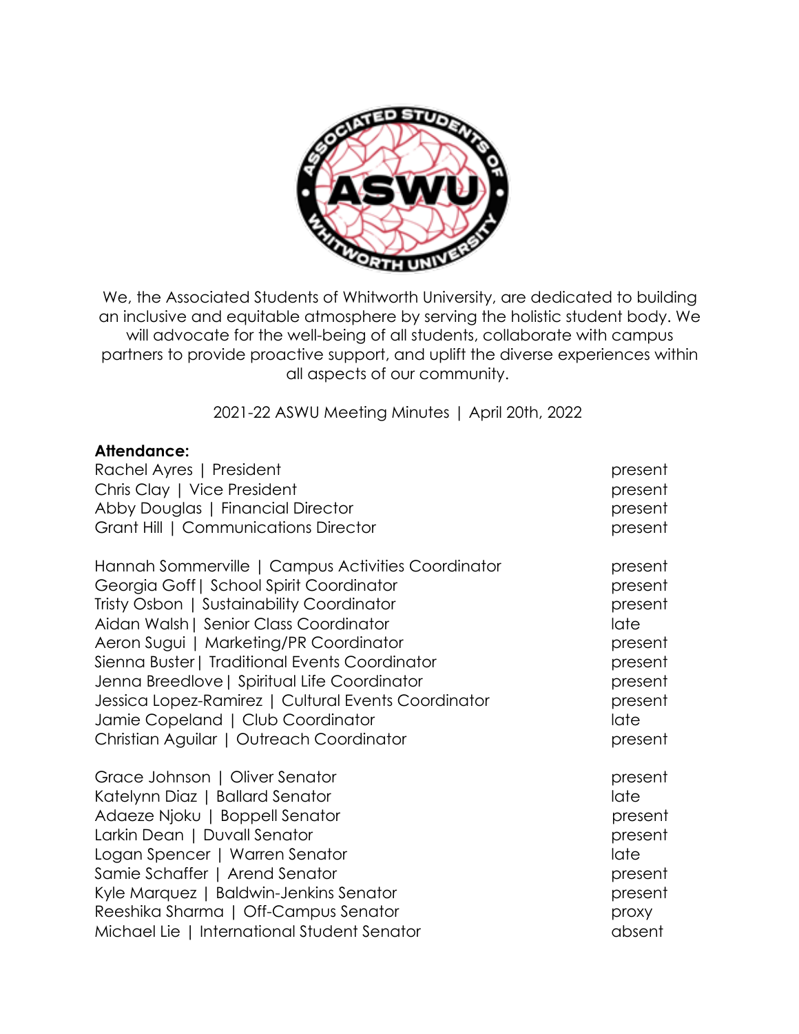We, the Associated Students of Whitworth University, are dedicated to building an inclusive and equitable atmosphere by serving the holistic student body. We will advocate for the well-being of all students, collaborate with campus partners to provide proactive support, and uplift the diverse experiences within all aspects of our community.

2021-22 ASWU Meeting Minutes | April 20th, 2022

**Attendance:**

Rachel Ayres | President — present
Chris Clay | Vice President — present
Abby Douglas | Financial Director — present
Grant Hill | Communications Director — present

Hannah Sommerville | Campus Activities Coordinator — present
Georgia Goff | School Spirit Coordinator — present
Tristy Osbon | Sustainability Coordinator — present
Aidan Walsh | Senior Class Coordinator — late
Aeron Sugui | Marketing/PR Coordinator — present
Sienna Buster | Traditional Events Coordinator — present
Jenna Breedlove | Spiritual Life Coordinator — present
Jessica Lopez-Ramirez | Cultural Events Coordinator — present
Jamie Copeland | Club Coordinator — late
Christian Aguilar | Outreach Coordinator — present

Grace Johnson | Oliver Senator — present
Katelynn Diaz | Ballard Senator — late
Adaeze Njoku | Boppell Senator — present
Larkin Dean | Duvall Senator — present
Logan Spencer | Warren Senator — late
Samie Schaffer | Arend Senator — present
Kyle Marquez | Baldwin-Jenkins Senator — present
Reeshika Sharma | Off-Campus Senator — proxy
Michael Lie | International Student Senator — absent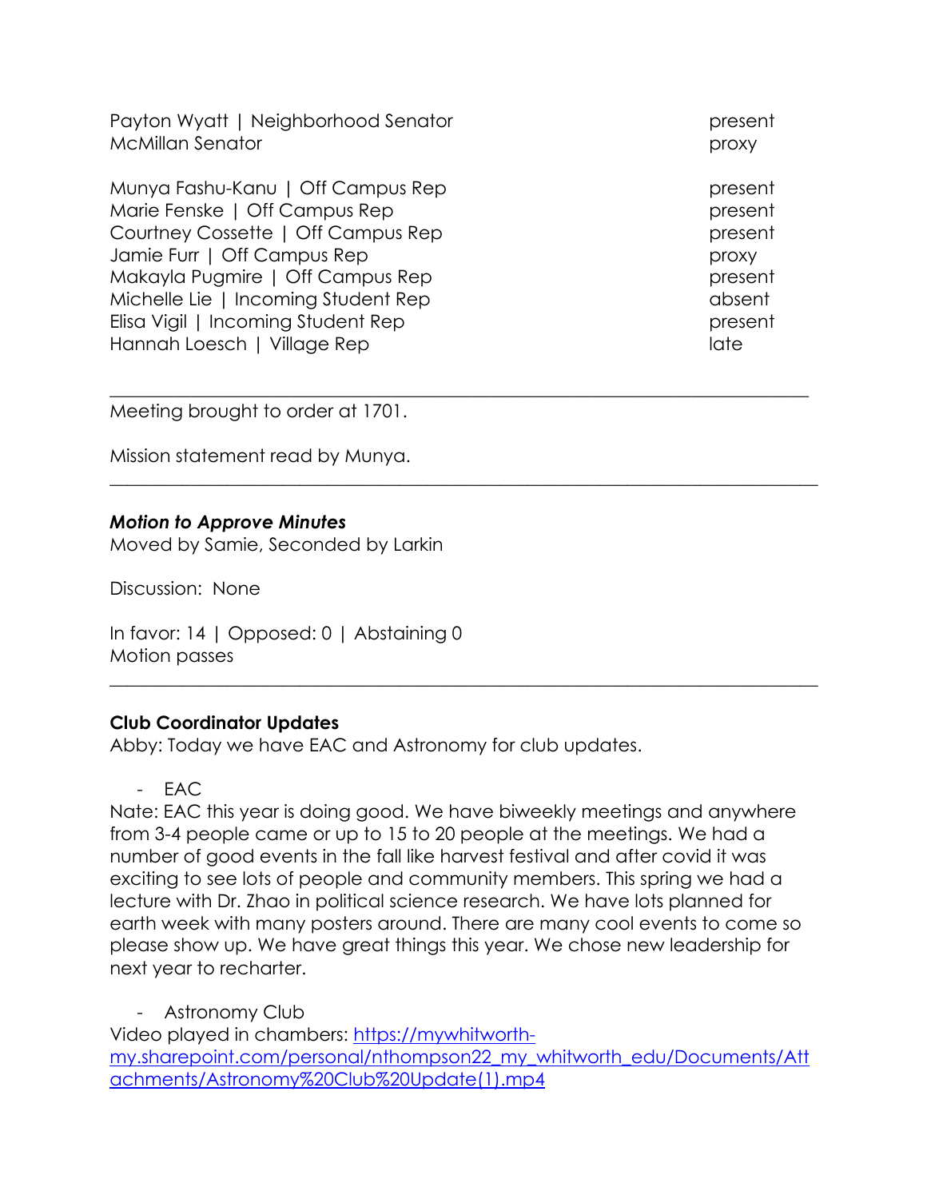| | |
|---|---|
| Payton Wyatt \| Neighborhood Senator | present |
| McMillan Senator | proxy |
| | |
| Munya Fashu-Kanu \| Off Campus Rep | present |
| Marie Fenske \| Off Campus Rep | present |
| Courtney Cossette \| Off Campus Rep | present |
| Jamie Furr \| Off Campus Rep | proxy |
| Makayla Pugmire \| Off Campus Rep | present |
| Michelle Lie \| Incoming Student Rep | absent |
| Elisa Vigil \| Incoming Student Rep | present |
| Hannah Loesch \| Village Rep | late |

---

Meeting brought to order at 1701.

Mission statement read by Munya.

---

***Motion to Approve Minutes***
Moved by Samie, Seconded by Larkin

Discussion: None

In favor: 14 | Opposed: 0 | Abstaining 0
Motion passes

---

**Club Coordinator Updates**
Abby: Today we have EAC and Astronomy for club updates.

- EAC

Nate: EAC this year is doing good. We have biweekly meetings and anywhere from 3-4 people came or up to 15 to 20 people at the meetings. We had a number of good events in the fall like harvest festival and after covid it was exciting to see lots of people and community members. This spring we had a lecture with Dr. Zhao in political science research. We have lots planned for earth week with many posters around. There are many cool events to come so please show up. We have great things this year. We chose new leadership for next year to recharter.

- Astronomy Club

Video played in chambers: [https://mywhitworth-my.sharepoint.com/personal/nthompson22_my_whitworth_edu/Documents/Attachments/Astronomy%20Club%20Update(1).mp4](https://mywhitworth-my.sharepoint.com/personal/nthompson22_my_whitworth_edu/Documents/Attachments/Astronomy%20Club%20Update(1).mp4)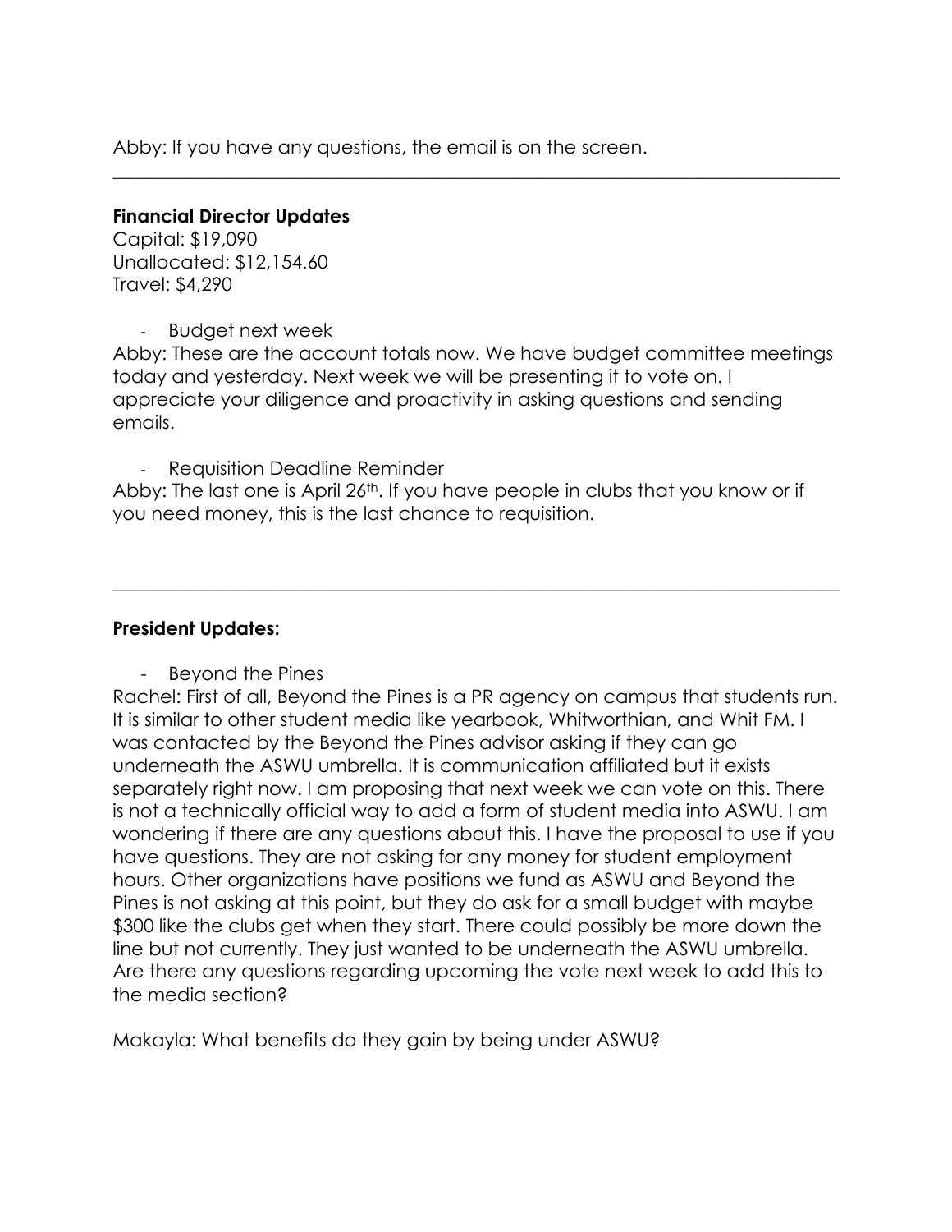Abby: If you have any questions, the email is on the screen.

---

**Financial Director Updates**

Capital: $19,090
Unallocated: $12,154.60
Travel: $4,290

- Budget next week

Abby: These are the account totals now. We have budget committee meetings today and yesterday. Next week we will be presenting it to vote on. I appreciate your diligence and proactivity in asking questions and sending emails.

- Requisition Deadline Reminder

Abby: The last one is April 26th. If you have people in clubs that you know or if you need money, this is the last chance to requisition.

---

**President Updates:**

- Beyond the Pines

Rachel: First of all, Beyond the Pines is a PR agency on campus that students run. It is similar to other student media like yearbook, Whitworthian, and Whit FM. I was contacted by the Beyond the Pines advisor asking if they can go underneath the ASWU umbrella. It is communication affiliated but it exists separately right now. I am proposing that next week we can vote on this. There is not a technically official way to add a form of student media into ASWU. I am wondering if there are any questions about this. I have the proposal to use if you have questions. They are not asking for any money for student employment hours. Other organizations have positions we fund as ASWU and Beyond the Pines is not asking at this point, but they do ask for a small budget with maybe $300 like the clubs get when they start. There could possibly be more down the line but not currently. They just wanted to be underneath the ASWU umbrella. Are there any questions regarding upcoming the vote next week to add this to the media section?

Makayla: What benefits do they gain by being under ASWU?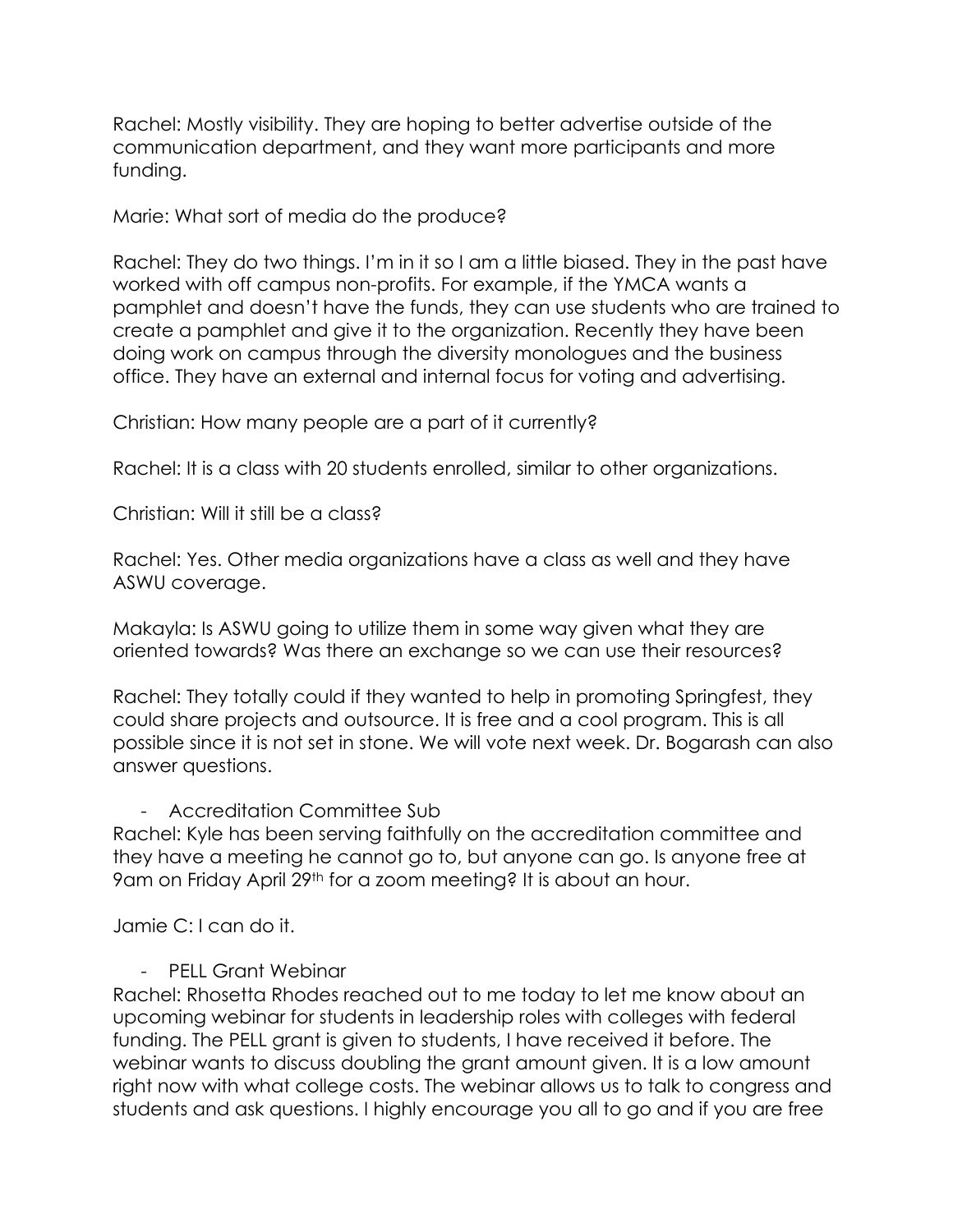Rachel: Mostly visibility. They are hoping to better advertise outside of the communication department, and they want more participants and more funding.

Marie: What sort of media do the produce?

Rachel: They do two things. I'm in it so I am a little biased. They in the past have worked with off campus non-profits. For example, if the YMCA wants a pamphlet and doesn't have the funds, they can use students who are trained to create a pamphlet and give it to the organization. Recently they have been doing work on campus through the diversity monologues and the business office. They have an external and internal focus for voting and advertising.

Christian: How many people are a part of it currently?

Rachel: It is a class with 20 students enrolled, similar to other organizations.

Christian: Will it still be a class?

Rachel: Yes. Other media organizations have a class as well and they have ASWU coverage.

Makayla: Is ASWU going to utilize them in some way given what they are oriented towards? Was there an exchange so we can use their resources?

Rachel: They totally could if they wanted to help in promoting Springfest, they could share projects and outsource. It is free and a cool program. This is all possible since it is not set in stone. We will vote next week. Dr. Bogarash can also answer questions.

- Accreditation Committee Sub

Rachel: Kyle has been serving faithfully on the accreditation committee and they have a meeting he cannot go to, but anyone can go. Is anyone free at 9am on Friday April 29th for a zoom meeting? It is about an hour.

Jamie C: I can do it.

- PELL Grant Webinar

Rachel: Rhosetta Rhodes reached out to me today to let me know about an upcoming webinar for students in leadership roles with colleges with federal funding. The PELL grant is given to students, I have received it before. The webinar wants to discuss doubling the grant amount given. It is a low amount right now with what college costs. The webinar allows us to talk to congress and students and ask questions. I highly encourage you all to go and if you are free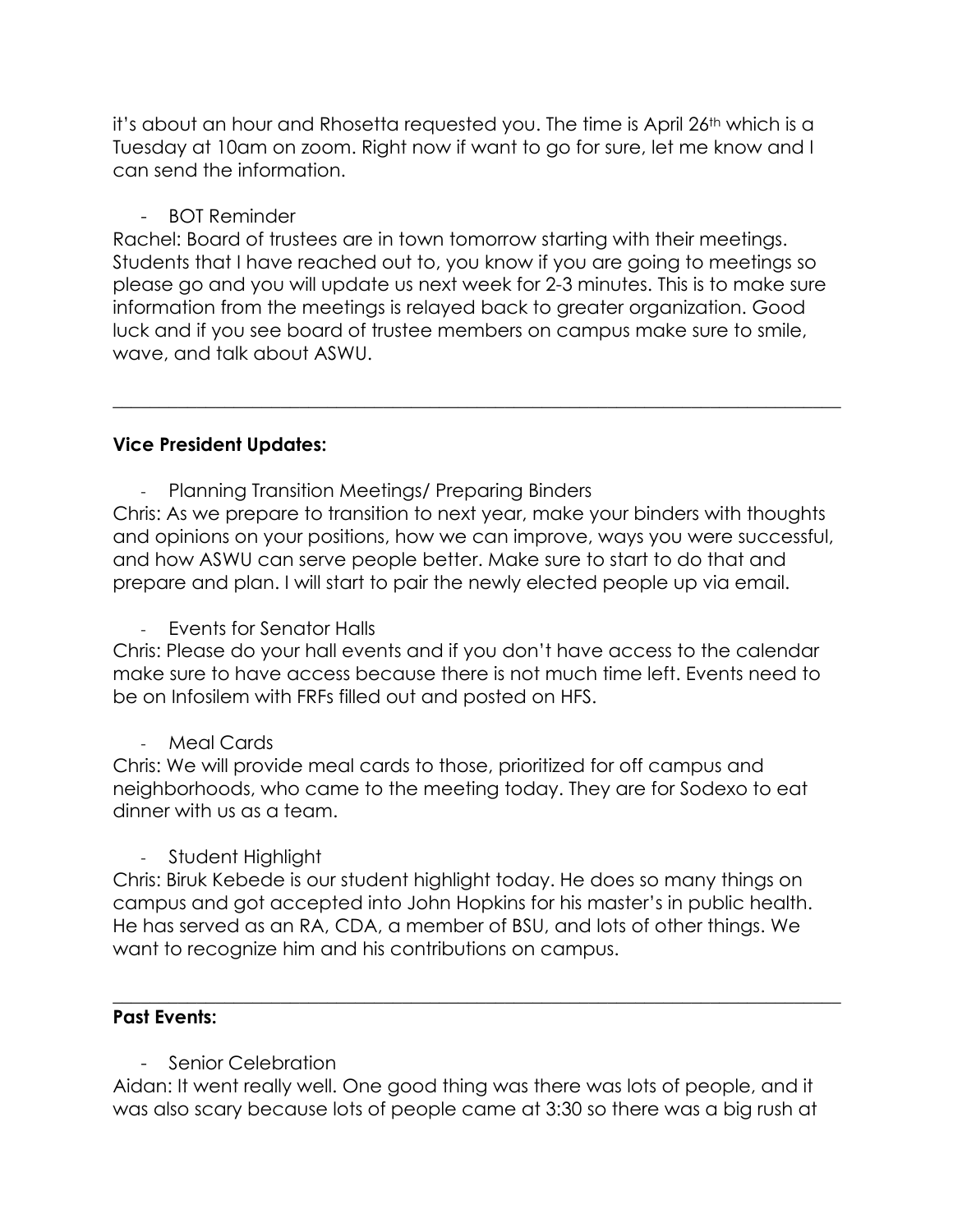it's about an hour and Rhosetta requested you. The time is April 26th which is a Tuesday at 10am on zoom. Right now if want to go for sure, let me know and I can send the information.

- BOT Reminder

Rachel: Board of trustees are in town tomorrow starting with their meetings. Students that I have reached out to, you know if you are going to meetings so please go and you will update us next week for 2-3 minutes. This is to make sure information from the meetings is relayed back to greater organization. Good luck and if you see board of trustee members on campus make sure to smile, wave, and talk about ASWU.

---

**Vice President Updates:**

- Planning Transition Meetings/ Preparing Binders

Chris: As we prepare to transition to next year, make your binders with thoughts and opinions on your positions, how we can improve, ways you were successful, and how ASWU can serve people better. Make sure to start to do that and prepare and plan. I will start to pair the newly elected people up via email.

- Events for Senator Halls

Chris: Please do your hall events and if you don't have access to the calendar make sure to have access because there is not much time left. Events need to be on Infosilem with FRFs filled out and posted on HFS.

- Meal Cards

Chris: We will provide meal cards to those, prioritized for off campus and neighborhoods, who came to the meeting today. They are for Sodexo to eat dinner with us as a team.

- Student Highlight

Chris: Biruk Kebede is our student highlight today. He does so many things on campus and got accepted into John Hopkins for his master's in public health. He has served as an RA, CDA, a member of BSU, and lots of other things. We want to recognize him and his contributions on campus.

---

**Past Events:**

- Senior Celebration

Aidan: It went really well. One good thing was there was lots of people, and it was also scary because lots of people came at 3:30 so there was a big rush at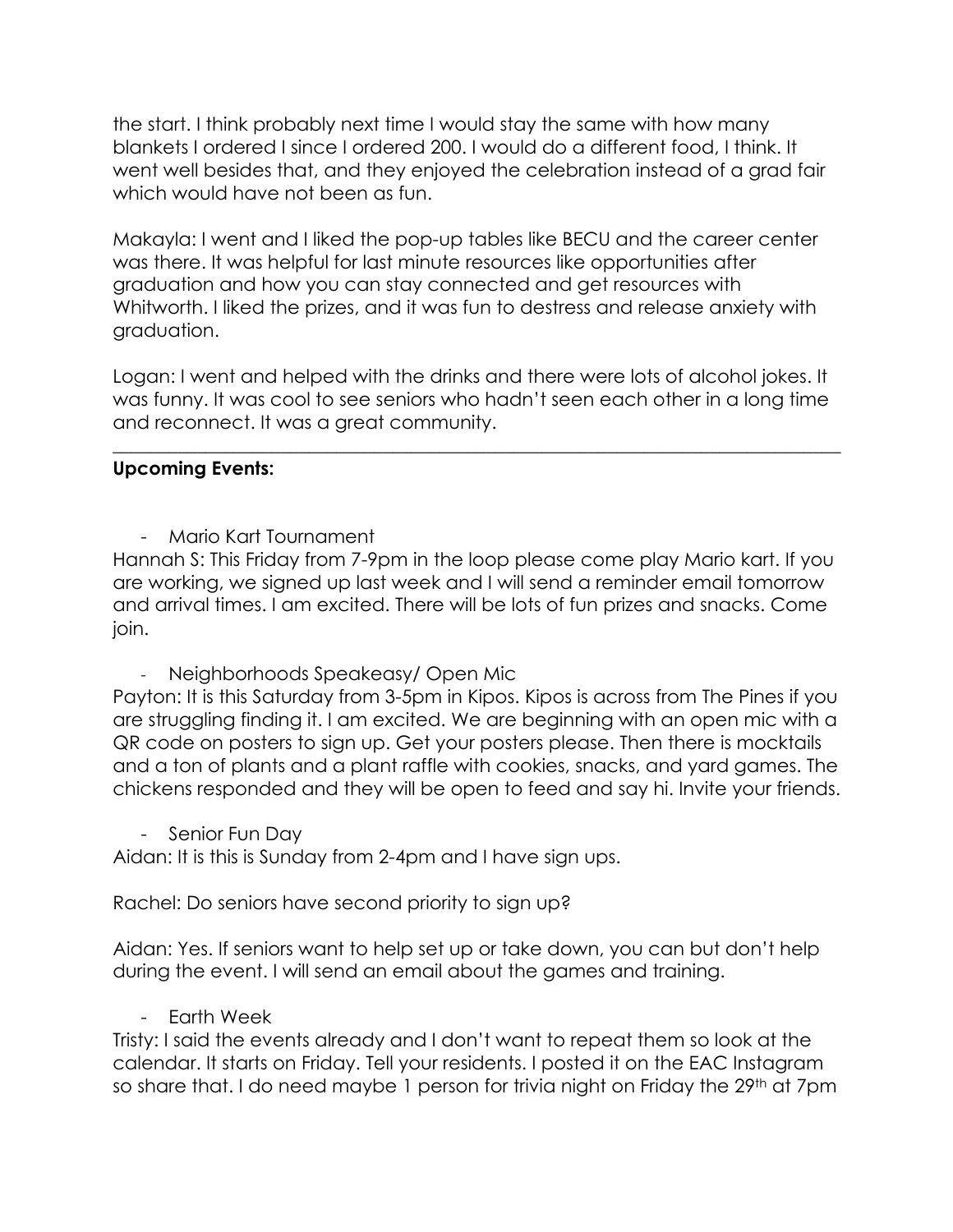the start. I think probably next time I would stay the same with how many blankets I ordered I since I ordered 200. I would do a different food, I think. It went well besides that, and they enjoyed the celebration instead of a grad fair which would have not been as fun.

Makayla: I went and I liked the pop-up tables like BECU and the career center was there. It was helpful for last minute resources like opportunities after graduation and how you can stay connected and get resources with Whitworth. I liked the prizes, and it was fun to destress and release anxiety with graduation.

Logan: I went and helped with the drinks and there were lots of alcohol jokes. It was funny. It was cool to see seniors who hadn't seen each other in a long time and reconnect. It was a great community.

---

**Upcoming Events:**

- Mario Kart Tournament

Hannah S: This Friday from 7-9pm in the loop please come play Mario kart. If you are working, we signed up last week and I will send a reminder email tomorrow and arrival times. I am excited. There will be lots of fun prizes and snacks. Come join.

- Neighborhoods Speakeasy/ Open Mic

Payton: It is this Saturday from 3-5pm in Kipos. Kipos is across from The Pines if you are struggling finding it. I am excited. We are beginning with an open mic with a QR code on posters to sign up. Get your posters please. Then there is mocktails and a ton of plants and a plant raffle with cookies, snacks, and yard games. The chickens responded and they will be open to feed and say hi. Invite your friends.

- Senior Fun Day

Aidan: It is this is Sunday from 2-4pm and I have sign ups.

Rachel: Do seniors have second priority to sign up?

Aidan: Yes. If seniors want to help set up or take down, you can but don't help during the event. I will send an email about the games and training.

- Earth Week

Tristy: I said the events already and I don't want to repeat them so look at the calendar. It starts on Friday. Tell your residents. I posted it on the EAC Instagram so share that. I do need maybe 1 person for trivia night on Friday the 29th at 7pm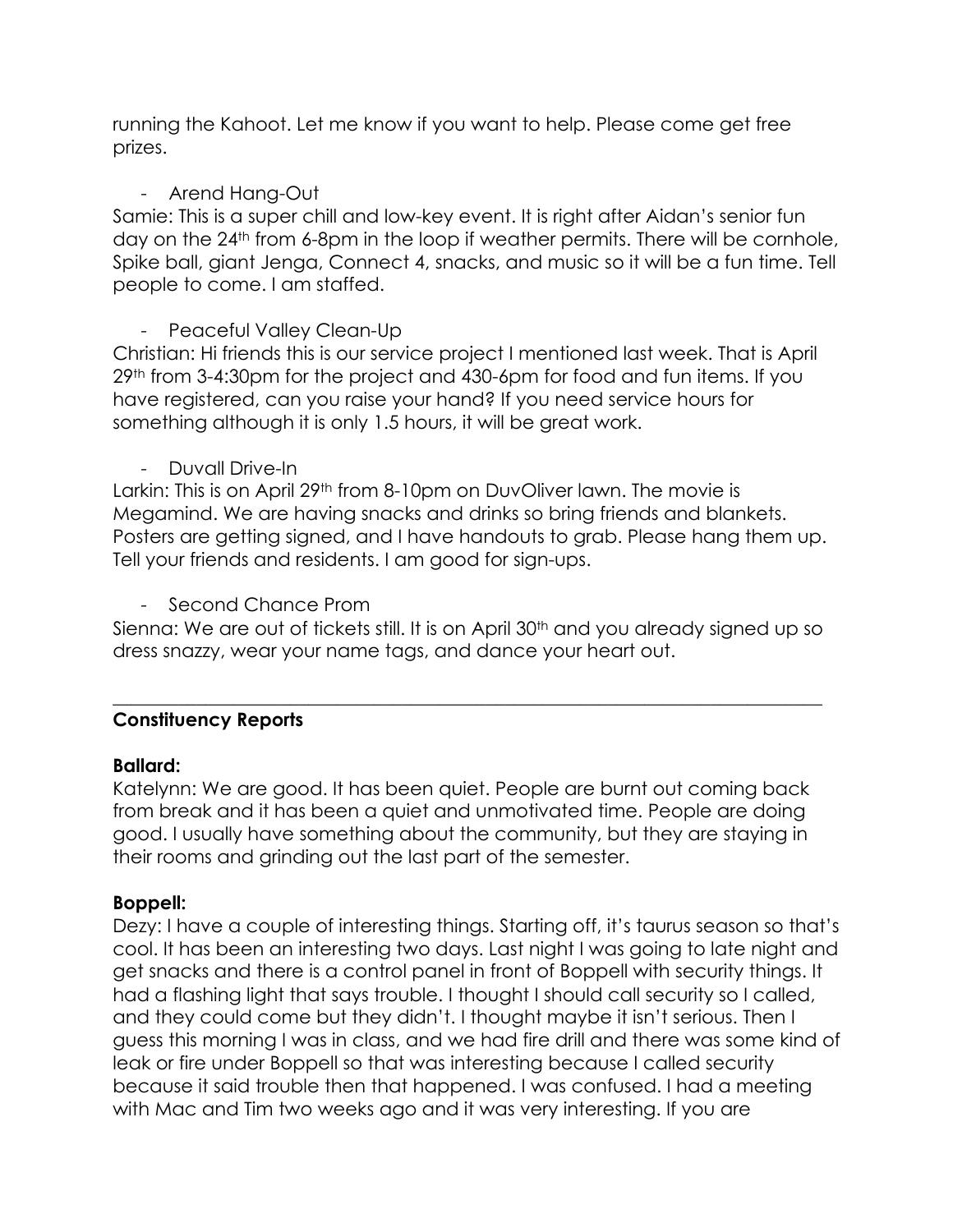running the Kahoot. Let me know if you want to help. Please come get free prizes.

- Arend Hang-Out

Samie: This is a super chill and low-key event. It is right after Aidan's senior fun day on the 24th from 6-8pm in the loop if weather permits. There will be cornhole, Spike ball, giant Jenga, Connect 4, snacks, and music so it will be a fun time. Tell people to come. I am staffed.

- Peaceful Valley Clean-Up

Christian: Hi friends this is our service project I mentioned last week. That is April 29th from 3-4:30pm for the project and 430-6pm for food and fun items. If you have registered, can you raise your hand? If you need service hours for something although it is only 1.5 hours, it will be great work.

- Duvall Drive-In

Larkin: This is on April 29th from 8-10pm on DuvOliver lawn. The movie is Megamind. We are having snacks and drinks so bring friends and blankets. Posters are getting signed, and I have handouts to grab. Please hang them up. Tell your friends and residents. I am good for sign-ups.

- Second Chance Prom

Sienna: We are out of tickets still. It is on April 30th and you already signed up so dress snazzy, wear your name tags, and dance your heart out.

---

## Constituency Reports

### Ballard:

Katelynn: We are good. It has been quiet. People are burnt out coming back from break and it has been a quiet and unmotivated time. People are doing good. I usually have something about the community, but they are staying in their rooms and grinding out the last part of the semester.

### Boppell:

Dezy: I have a couple of interesting things. Starting off, it's taurus season so that's cool. It has been an interesting two days. Last night I was going to late night and get snacks and there is a control panel in front of Boppell with security things. It had a flashing light that says trouble. I thought I should call security so I called, and they could come but they didn't. I thought maybe it isn't serious. Then I guess this morning I was in class, and we had fire drill and there was some kind of leak or fire under Boppell so that was interesting because I called security because it said trouble then that happened. I was confused. I had a meeting with Mac and Tim two weeks ago and it was very interesting. If you are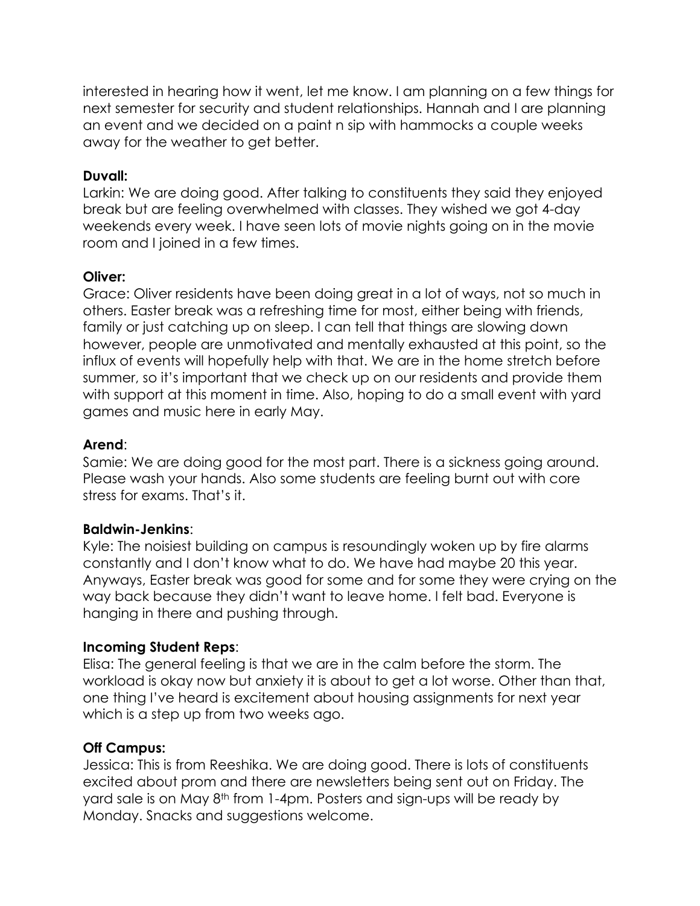interested in hearing how it went, let me know. I am planning on a few things for next semester for security and student relationships. Hannah and I are planning an event and we decided on a paint n sip with hammocks a couple weeks away for the weather to get better.

**Duvall:**
Larkin: We are doing good. After talking to constituents they said they enjoyed break but are feeling overwhelmed with classes. They wished we got 4-day weekends every week. I have seen lots of movie nights going on in the movie room and I joined in a few times.

**Oliver:**
Grace: Oliver residents have been doing great in a lot of ways, not so much in others. Easter break was a refreshing time for most, either being with friends, family or just catching up on sleep. I can tell that things are slowing down however, people are unmotivated and mentally exhausted at this point, so the influx of events will hopefully help with that. We are in the home stretch before summer, so it's important that we check up on our residents and provide them with support at this moment in time. Also, hoping to do a small event with yard games and music here in early May.

**Arend**:
Samie: We are doing good for the most part. There is a sickness going around. Please wash your hands. Also some students are feeling burnt out with core stress for exams. That's it.

**Baldwin-Jenkins**:
Kyle: The noisiest building on campus is resoundingly woken up by fire alarms constantly and I don't know what to do. We have had maybe 20 this year. Anyways, Easter break was good for some and for some they were crying on the way back because they didn't want to leave home. I felt bad. Everyone is hanging in there and pushing through.

**Incoming Student Reps**:
Elisa: The general feeling is that we are in the calm before the storm. The workload is okay now but anxiety it is about to get a lot worse. Other than that, one thing I've heard is excitement about housing assignments for next year which is a step up from two weeks ago.

**Off Campus:**
Jessica: This is from Reeshika. We are doing good. There is lots of constituents excited about prom and there are newsletters being sent out on Friday. The yard sale is on May 8th from 1-4pm. Posters and sign-ups will be ready by Monday. Snacks and suggestions welcome.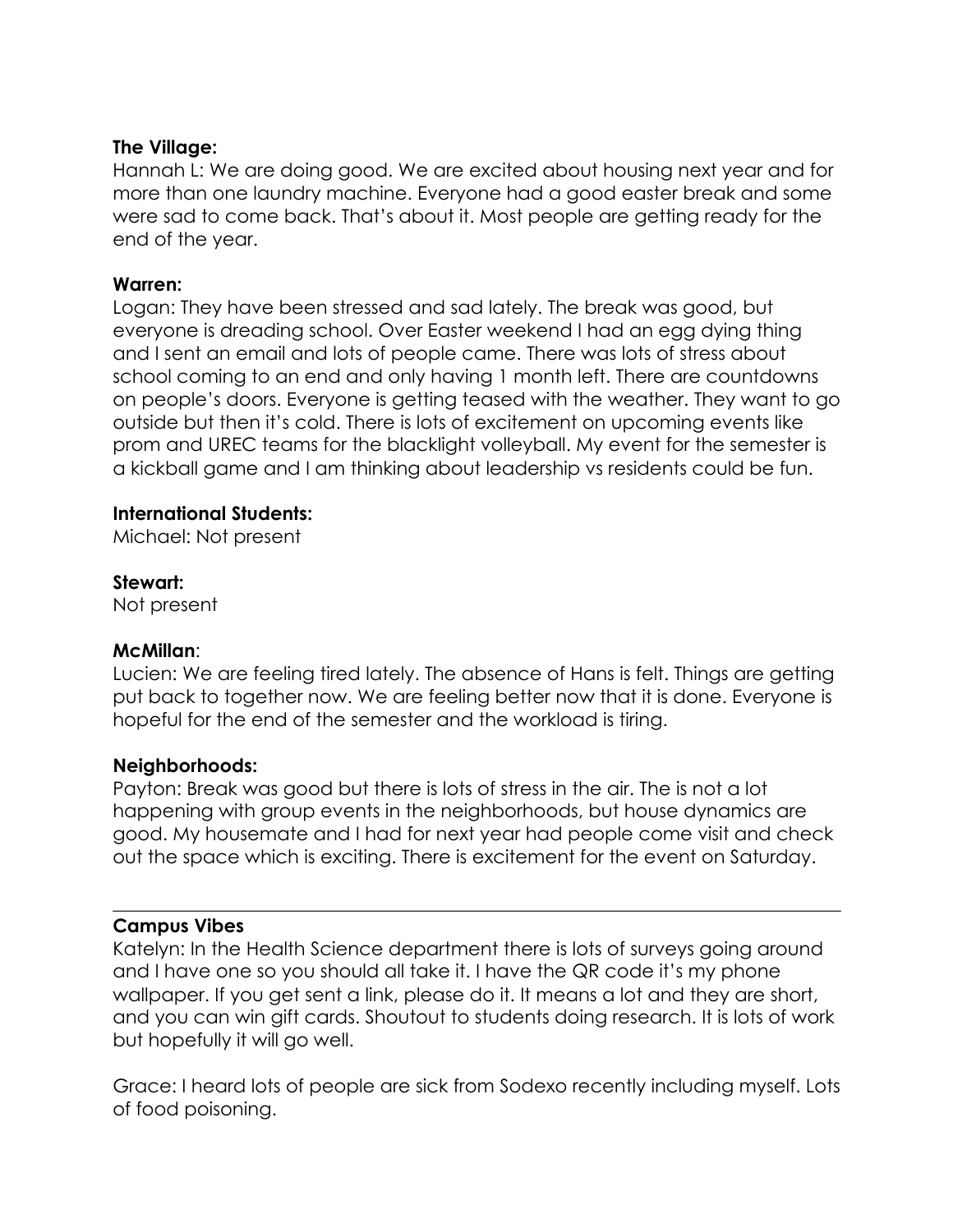**The Village:**
Hannah L: We are doing good. We are excited about housing next year and for more than one laundry machine. Everyone had a good easter break and some were sad to come back. That's about it. Most people are getting ready for the end of the year.

**Warren:**
Logan: They have been stressed and sad lately. The break was good, but everyone is dreading school. Over Easter weekend I had an egg dying thing and I sent an email and lots of people came. There was lots of stress about school coming to an end and only having 1 month left. There are countdowns on people's doors. Everyone is getting teased with the weather. They want to go outside but then it's cold. There is lots of excitement on upcoming events like prom and UREC teams for the blacklight volleyball. My event for the semester is a kickball game and I am thinking about leadership vs residents could be fun.

**International Students:**
Michael: Not present

**Stewart:**
Not present

**McMillan**:
Lucien: We are feeling tired lately. The absence of Hans is felt. Things are getting put back to together now. We are feeling better now that it is done. Everyone is hopeful for the end of the semester and the workload is tiring.

**Neighborhoods:**
Payton: Break was good but there is lots of stress in the air. The is not a lot happening with group events in the neighborhoods, but house dynamics are good. My housemate and I had for next year had people come visit and check out the space which is exciting. There is excitement for the event on Saturday.

---

**Campus Vibes**
Katelyn: In the Health Science department there is lots of surveys going around and I have one so you should all take it. I have the QR code it's my phone wallpaper. If you get sent a link, please do it. It means a lot and they are short, and you can win gift cards. Shoutout to students doing research. It is lots of work but hopefully it will go well.

Grace: I heard lots of people are sick from Sodexo recently including myself. Lots of food poisoning.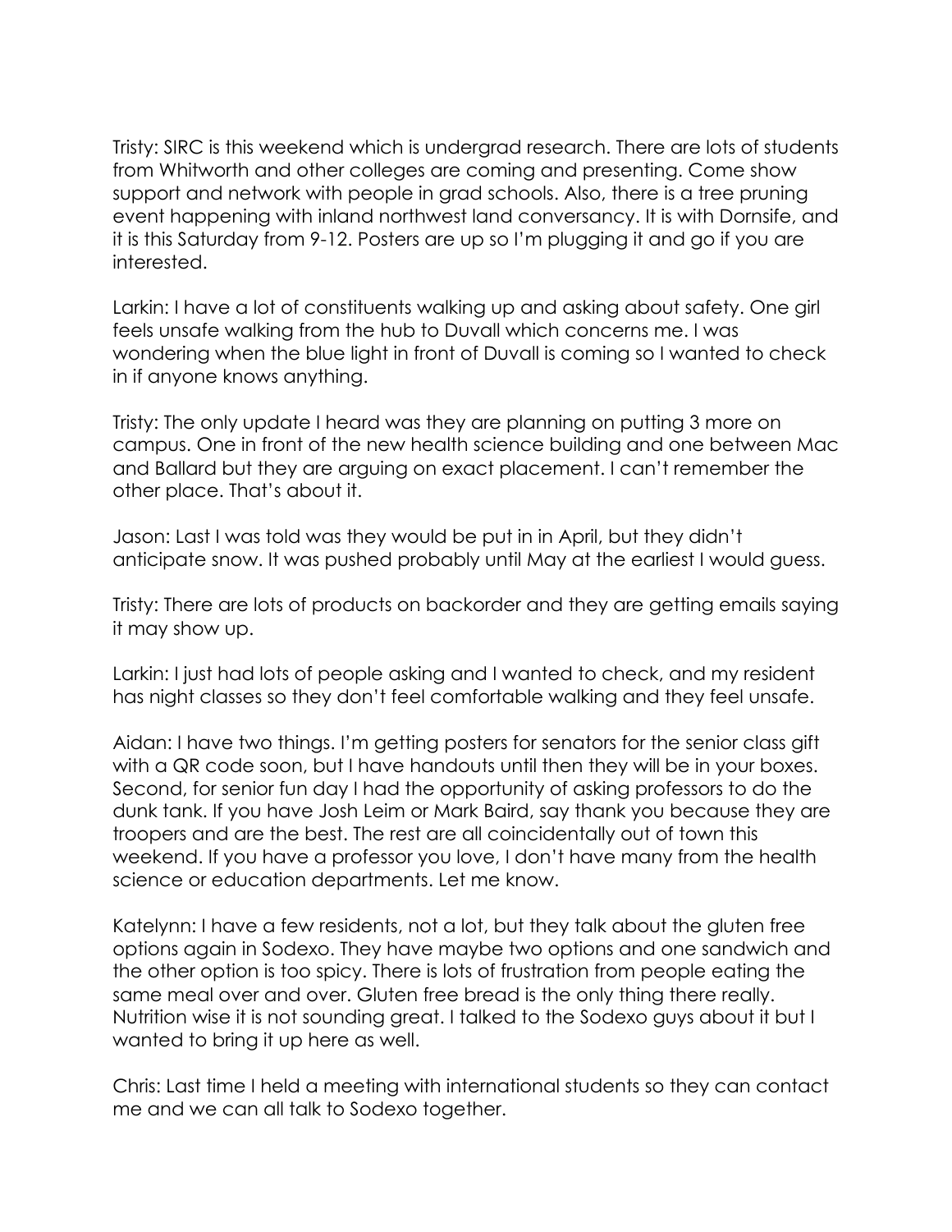Tristy: SIRC is this weekend which is undergrad research. There are lots of students from Whitworth and other colleges are coming and presenting. Come show support and network with people in grad schools. Also, there is a tree pruning event happening with inland northwest land conversancy. It is with Dornsife, and it is this Saturday from 9-12. Posters are up so I'm plugging it and go if you are interested.

Larkin: I have a lot of constituents walking up and asking about safety. One girl feels unsafe walking from the hub to Duvall which concerns me. I was wondering when the blue light in front of Duvall is coming so I wanted to check in if anyone knows anything.

Tristy: The only update I heard was they are planning on putting 3 more on campus. One in front of the new health science building and one between Mac and Ballard but they are arguing on exact placement. I can't remember the other place. That's about it.

Jason: Last I was told was they would be put in in April, but they didn't anticipate snow. It was pushed probably until May at the earliest I would guess.

Tristy: There are lots of products on backorder and they are getting emails saying it may show up.

Larkin: I just had lots of people asking and I wanted to check, and my resident has night classes so they don't feel comfortable walking and they feel unsafe.

Aidan: I have two things. I'm getting posters for senators for the senior class gift with a QR code soon, but I have handouts until then they will be in your boxes. Second, for senior fun day I had the opportunity of asking professors to do the dunk tank. If you have Josh Leim or Mark Baird, say thank you because they are troopers and are the best. The rest are all coincidentally out of town this weekend. If you have a professor you love, I don't have many from the health science or education departments. Let me know.

Katelynn: I have a few residents, not a lot, but they talk about the gluten free options again in Sodexo. They have maybe two options and one sandwich and the other option is too spicy. There is lots of frustration from people eating the same meal over and over. Gluten free bread is the only thing there really. Nutrition wise it is not sounding great. I talked to the Sodexo guys about it but I wanted to bring it up here as well.

Chris: Last time I held a meeting with international students so they can contact me and we can all talk to Sodexo together.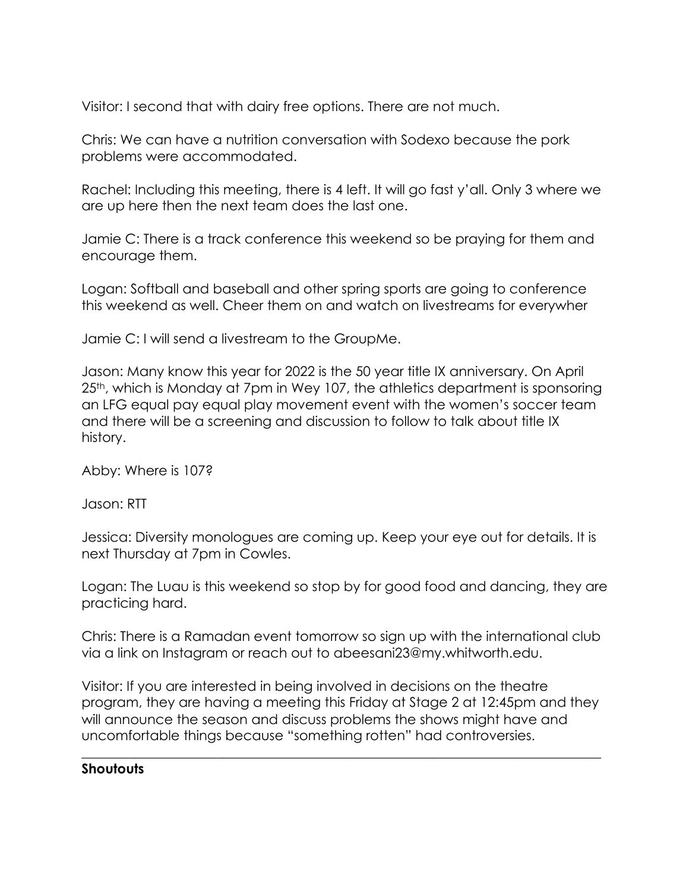Visitor: I second that with dairy free options. There are not much.

Chris: We can have a nutrition conversation with Sodexo because the pork problems were accommodated.

Rachel: Including this meeting, there is 4 left. It will go fast y'all. Only 3 where we are up here then the next team does the last one.

Jamie C: There is a track conference this weekend so be praying for them and encourage them.

Logan: Softball and baseball and other spring sports are going to conference this weekend as well. Cheer them on and watch on livestreams for everywher

Jamie C: I will send a livestream to the GroupMe.

Jason: Many know this year for 2022 is the 50 year title IX anniversary. On April 25th, which is Monday at 7pm in Wey 107, the athletics department is sponsoring an LFG equal pay equal play movement event with the women's soccer team and there will be a screening and discussion to follow to talk about title IX history.

Abby: Where is 107?

Jason: RTT

Jessica: Diversity monologues are coming up. Keep your eye out for details. It is next Thursday at 7pm in Cowles.

Logan: The Luau is this weekend so stop by for good food and dancing, they are practicing hard.

Chris: There is a Ramadan event tomorrow so sign up with the international club via a link on Instagram or reach out to abeesani23@my.whitworth.edu.

Visitor: If you are interested in being involved in decisions on the theatre program, they are having a meeting this Friday at Stage 2 at 12:45pm and they will announce the season and discuss problems the shows might have and uncomfortable things because "something rotten" had controversies.

---

**Shoutouts**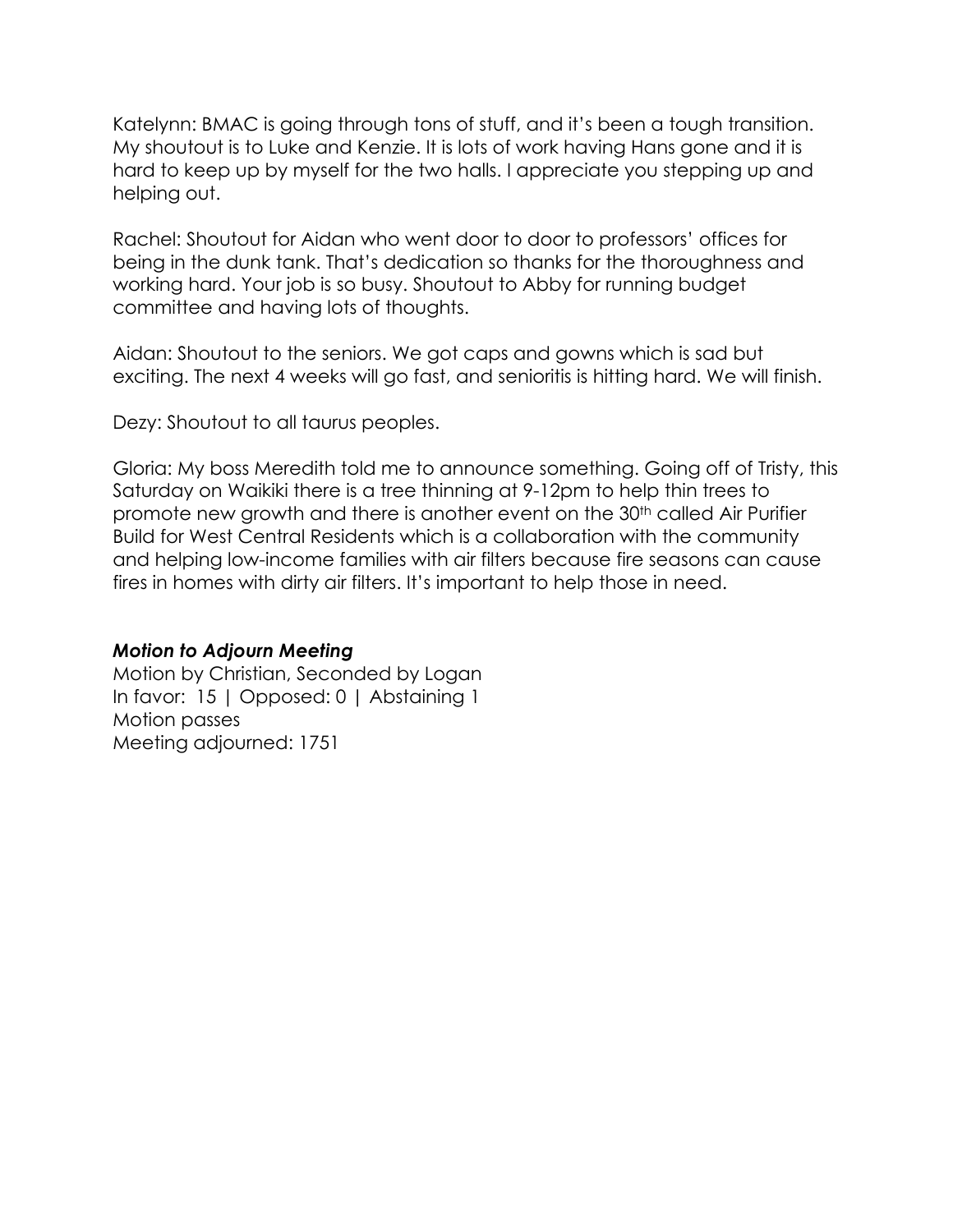Katelynn: BMAC is going through tons of stuff, and it's been a tough transition. My shoutout is to Luke and Kenzie. It is lots of work having Hans gone and it is hard to keep up by myself for the two halls. I appreciate you stepping up and helping out.

Rachel: Shoutout for Aidan who went door to door to professors' offices for being in the dunk tank. That's dedication so thanks for the thoroughness and working hard. Your job is so busy. Shoutout to Abby for running budget committee and having lots of thoughts.

Aidan: Shoutout to the seniors. We got caps and gowns which is sad but exciting. The next 4 weeks will go fast, and senioritis is hitting hard. We will finish.

Dezy: Shoutout to all taurus peoples.

Gloria: My boss Meredith told me to announce something. Going off of Tristy, this Saturday on Waikiki there is a tree thinning at 9-12pm to help thin trees to promote new growth and there is another event on the 30th called Air Purifier Build for West Central Residents which is a collaboration with the community and helping low-income families with air filters because fire seasons can cause fires in homes with dirty air filters. It's important to help those in need.

***Motion to Adjourn Meeting***

Motion by Christian, Seconded by Logan
In favor: 15 | Opposed: 0 | Abstaining 1
Motion passes
Meeting adjourned: 1751